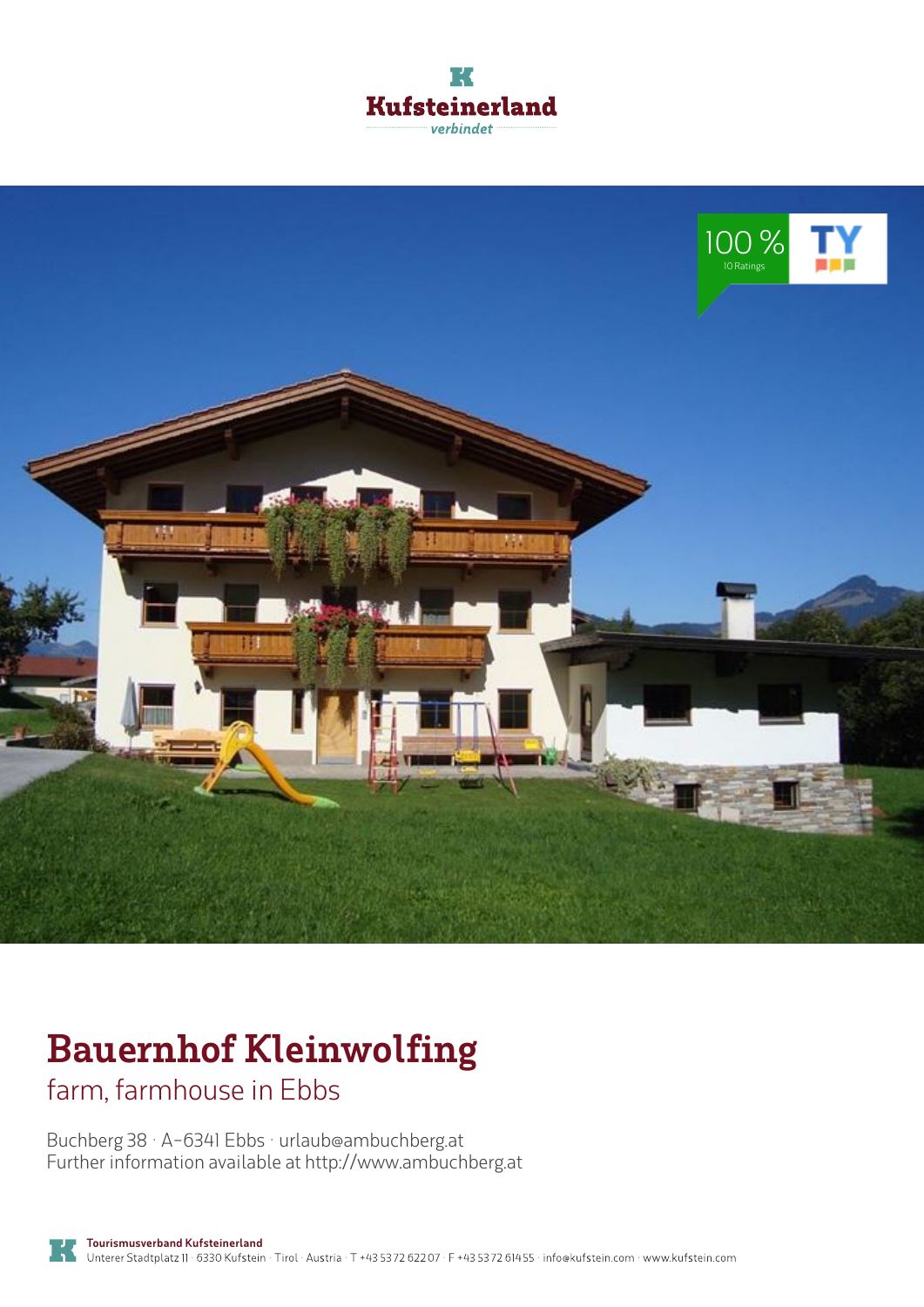Kufsteinerland
verbindet

100 %
10 Ratings

# Bauernhof Kleinwolfing

## farm, farmhouse in Ebbs

Buchberg 38 · A-6341 Ebbs · urlaub@ambuchberg.at
Further information available at http://www.ambuchberg.at

**Tourismusverband Kufsteinerland**
Unterer Stadtplatz 11 · 6330 Kufstein · Tirol · Austria · T +43 5372 62207 · F +43 5372 61455 · info@kufstein.com · www.kufstein.com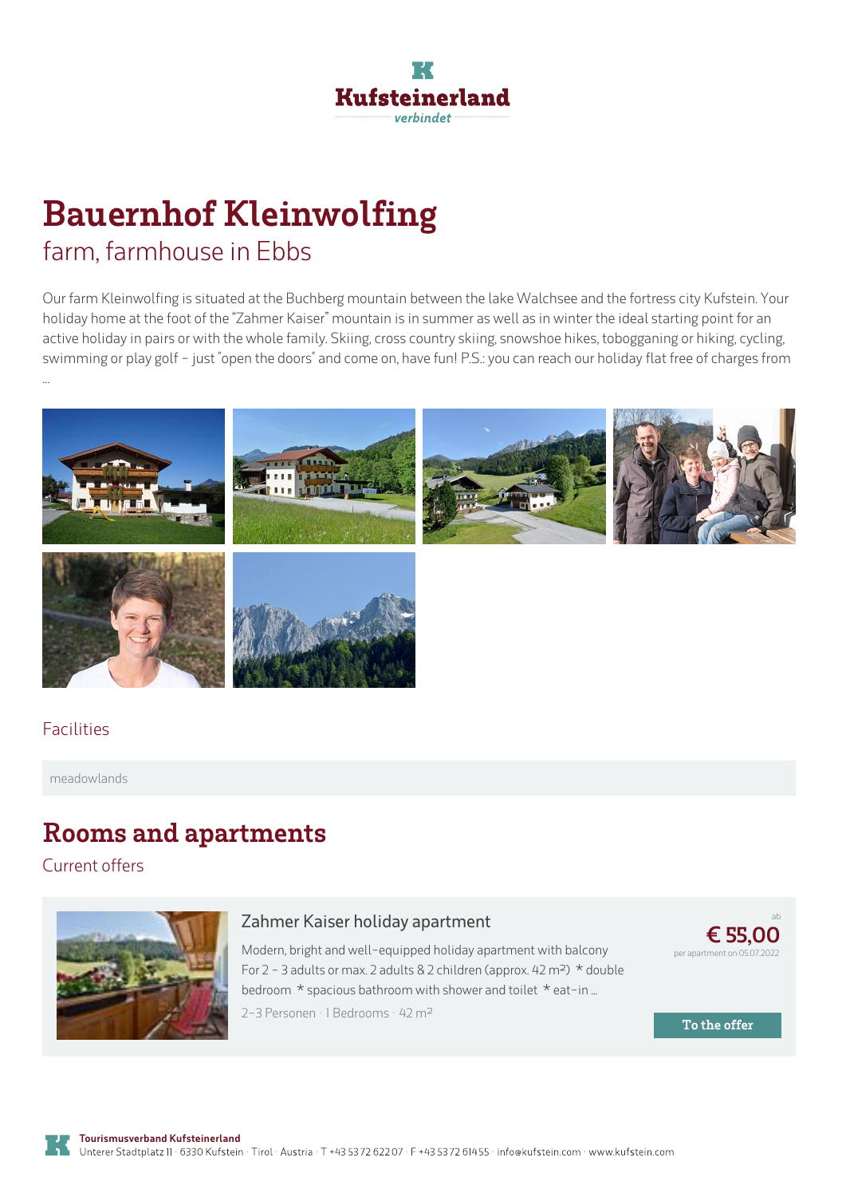Kufsteinerland
verbindet

# Bauernhof Kleinwolfing

## farm, farmhouse in Ebbs

Our farm Kleinwolfing is situated at the Buchberg mountain between the lake Walchsee and the fortress city Kufstein. Your holiday home at the foot of the "Zahmer Kaiser" mountain is in summer as well as in winter the ideal starting point for an active holiday in pairs or with the whole family. Skiing, cross country skiing, snowshoe hikes, tobogganing or hiking, cycling, swimming or play golf - just "open the doors" and come on, have fun! P.S.: you can reach our holiday flat free of charges from ...

### Facilities

meadowlands

# Rooms and apartments

### Current offers

#### Zahmer Kaiser holiday apartment

Modern, bright and well-equipped holiday apartment with balcony For 2 - 3 adults or max. 2 adults & 2 children (approx. 42 m²) * double bedroom * spacious bathroom with shower and toilet * eat-in ...

2-3 Personen · 1 Bedrooms · 42 m²

ab
**€ 55,00**
per apartment on 05.07.2022

To the offer

**Tourismusverband Kufsteinerland**
Unterer Stadtplatz 11 · 6330 Kufstein · Tirol · Austria · T +43 5372 62207 · F +43 5372 61455 · info@kufstein.com · www.kufstein.com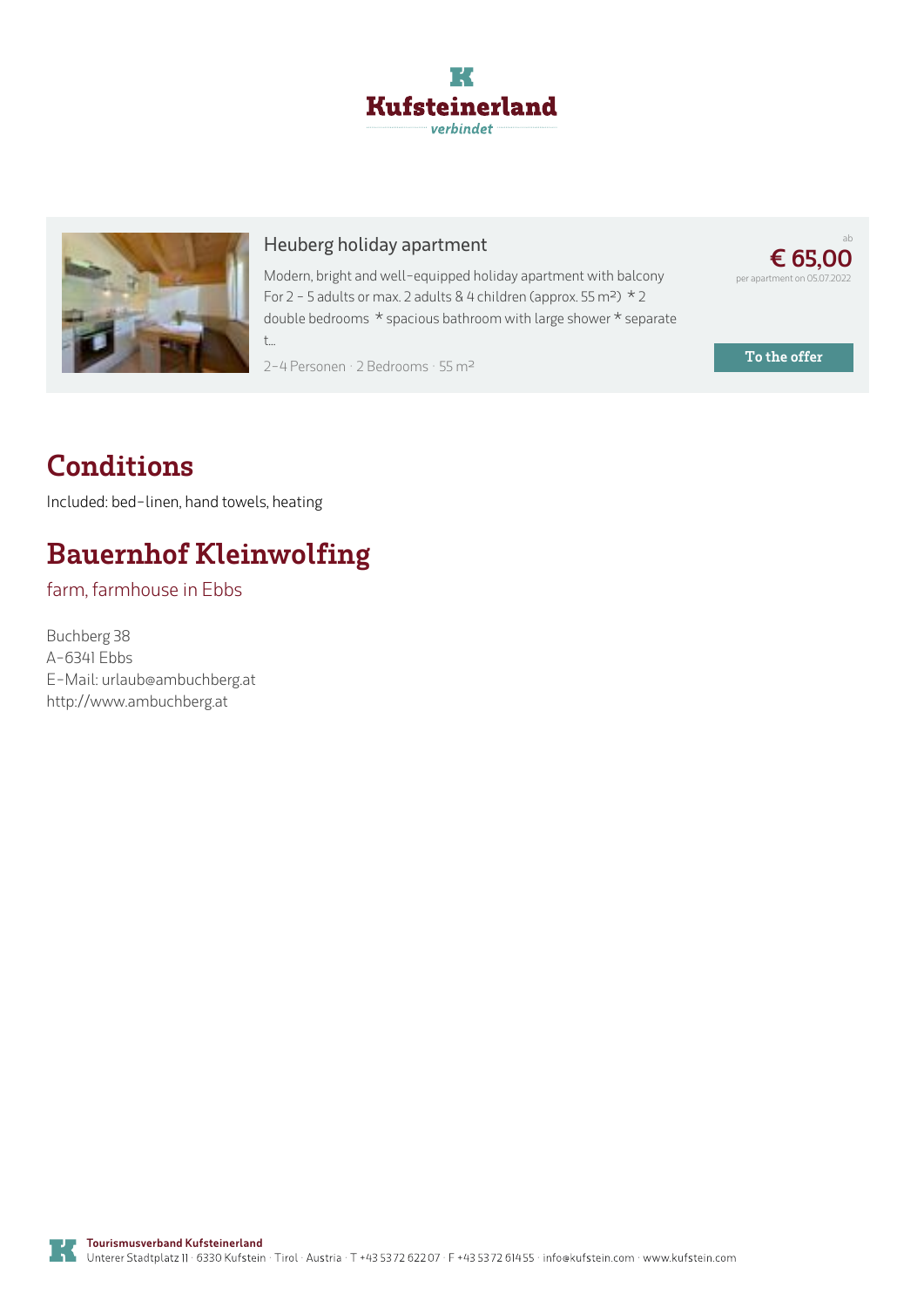### Heuberg holiday apartment

Modern, bright and well-equipped holiday apartment with balcony For 2 - 5 adults or max. 2 adults & 4 children (approx. 55 m²) * 2 double bedrooms * spacious bathroom with large shower * separate t...

2-4 Personen · 2 Bedrooms · 55 m²

ab
**€ 65,00**
per apartment on 05.07.2022

To the offer

## Conditions

Included: bed-linen, hand towels, heating

## Bauernhof Kleinwolfing

farm, farmhouse in Ebbs

Buchberg 38
A-6341 Ebbs
E-Mail: urlaub@ambuchberg.at
http://www.ambuchberg.at